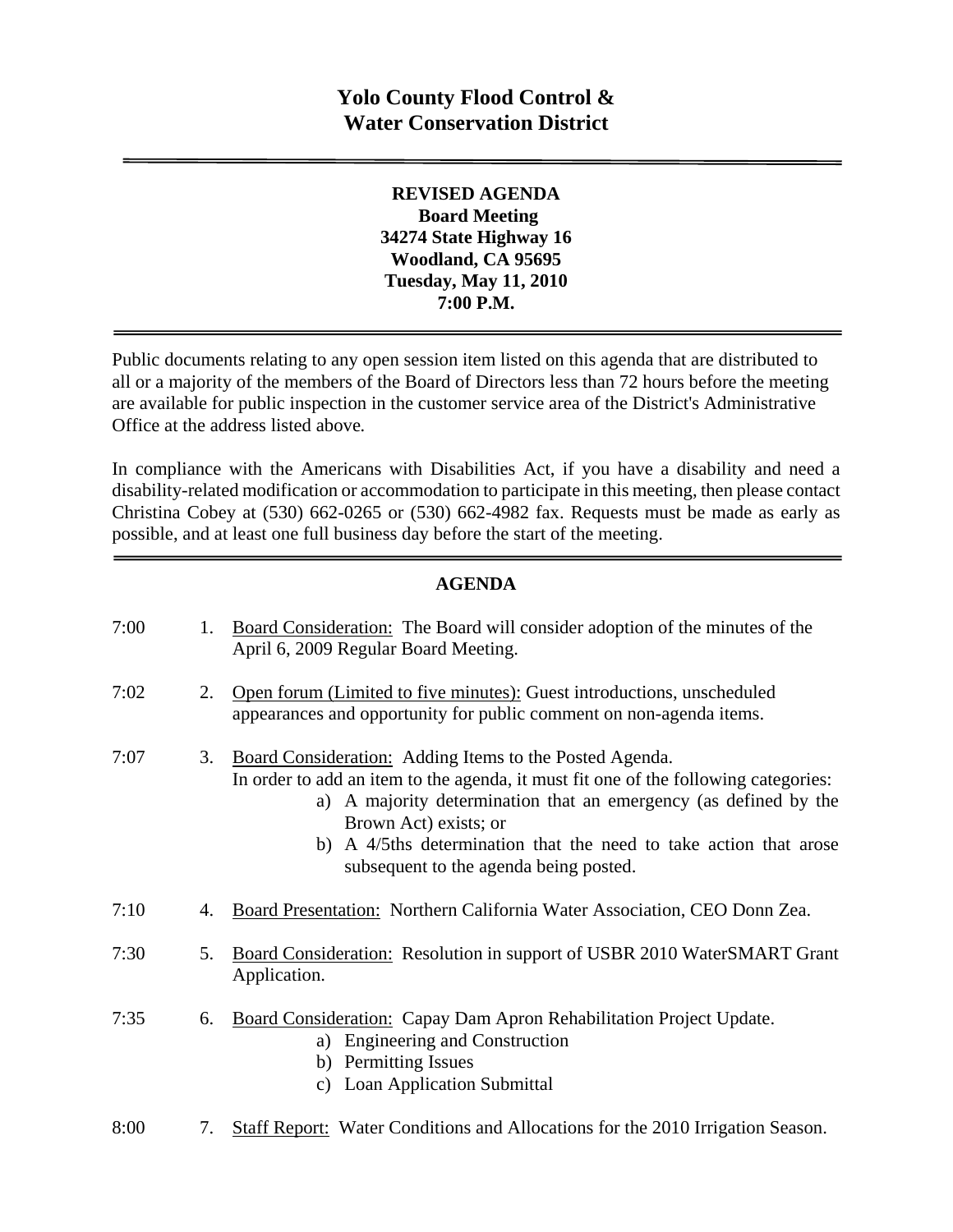# Yolo County Flood Control & Water Conservation District

**REVISED AGENDA**
**Board Meeting**
**34274 State Highway 16**
**Woodland, CA 95695**
**Tuesday, May 11, 2010**
**7:00 P.M.**

Public documents relating to any open session item listed on this agenda that are distributed to all or a majority of the members of the Board of Directors less than 72 hours before the meeting are available for public inspection in the customer service area of the District's Administrative Office at the address listed above.

In compliance with the Americans with Disabilities Act, if you have a disability and need a disability-related modification or accommodation to participate in this meeting, then please contact Christina Cobey at (530) 662-0265 or (530) 662-4982 fax. Requests must be made as early as possible, and at least one full business day before the start of the meeting.

## AGENDA

7:00 1. Board Consideration: The Board will consider adoption of the minutes of the April 6, 2009 Regular Board Meeting.

7:02 2. Open forum (Limited to five minutes): Guest introductions, unscheduled appearances and opportunity for public comment on non-agenda items.

7:07 3. Board Consideration: Adding Items to the Posted Agenda.
In order to add an item to the agenda, it must fit one of the following categories:
  - a) A majority determination that an emergency (as defined by the Brown Act) exists; or
  - b) A 4/5ths determination that the need to take action that arose subsequent to the agenda being posted.

7:10 4. Board Presentation: Northern California Water Association, CEO Donn Zea.

7:30 5. Board Consideration: Resolution in support of USBR 2010 WaterSMART Grant Application.

7:35 6. Board Consideration: Capay Dam Apron Rehabilitation Project Update.
  - a) Engineering and Construction
  - b) Permitting Issues
  - c) Loan Application Submittal

8:00 7. Staff Report: Water Conditions and Allocations for the 2010 Irrigation Season.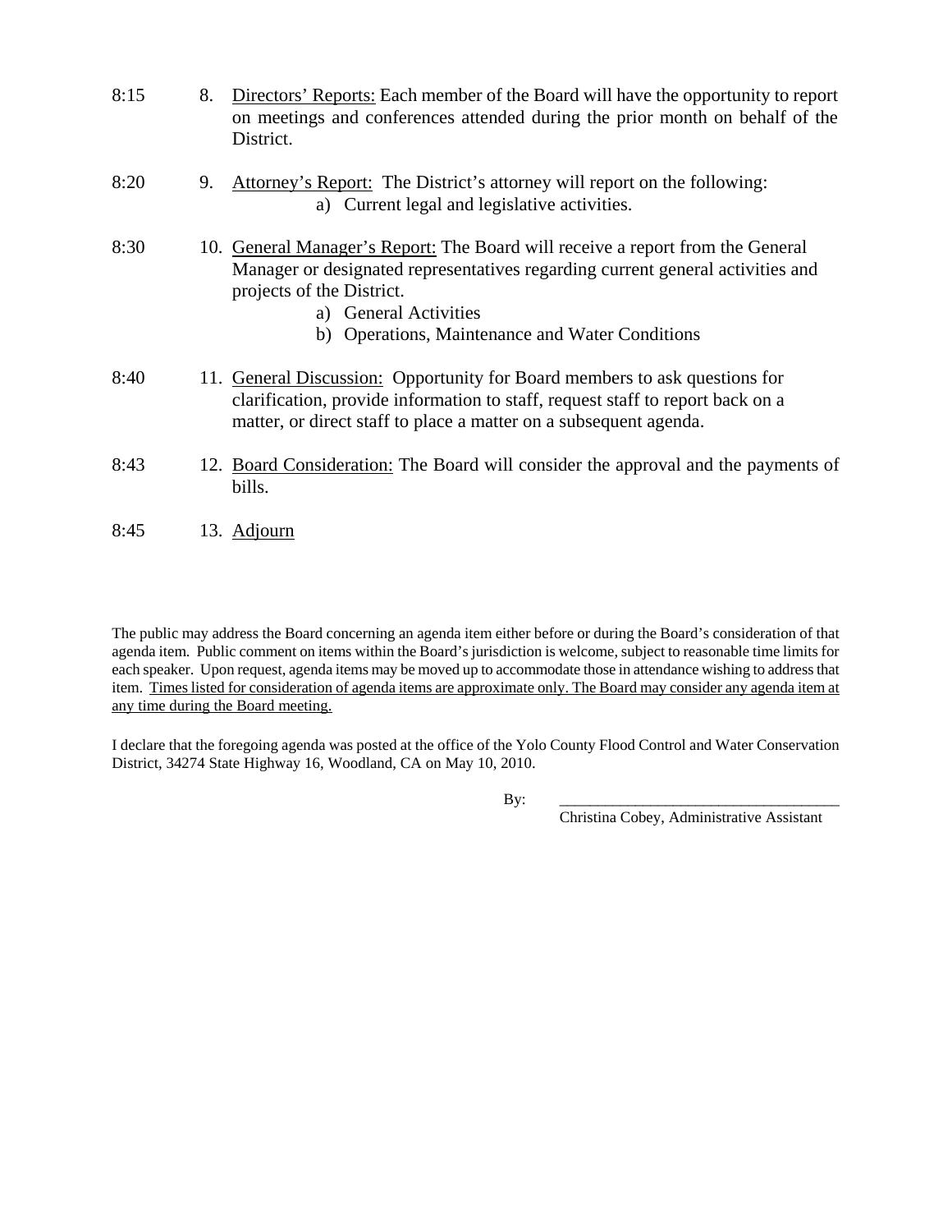8:15 8. <u>Directors' Reports:</u> Each member of the Board will have the opportunity to report on meetings and conferences attended during the prior month on behalf of the District.

8:20 9. <u>Attorney's Report:</u> The District's attorney will report on the following:
   a) Current legal and legislative activities.

8:30 10. <u>General Manager's Report:</u> The Board will receive a report from the General Manager or designated representatives regarding current general activities and projects of the District.
   a) General Activities
   b) Operations, Maintenance and Water Conditions

8:40 11. <u>General Discussion:</u> Opportunity for Board members to ask questions for clarification, provide information to staff, request staff to report back on a matter, or direct staff to place a matter on a subsequent agenda.

8:43 12. <u>Board Consideration:</u> The Board will consider the approval and the payments of bills.

8:45 13. <u>Adjourn</u>

The public may address the Board concerning an agenda item either before or during the Board's consideration of that agenda item. Public comment on items within the Board's jurisdiction is welcome, subject to reasonable time limits for each speaker. Upon request, agenda items may be moved up to accommodate those in attendance wishing to address that item. <u>Times listed for consideration of agenda items are approximate only. The Board may consider any agenda item at any time during the Board meeting.</u>

I declare that the foregoing agenda was posted at the office of the Yolo County Flood Control and Water Conservation District, 34274 State Highway 16, Woodland, CA on May 10, 2010.

By: ____________________________________
Christina Cobey, Administrative Assistant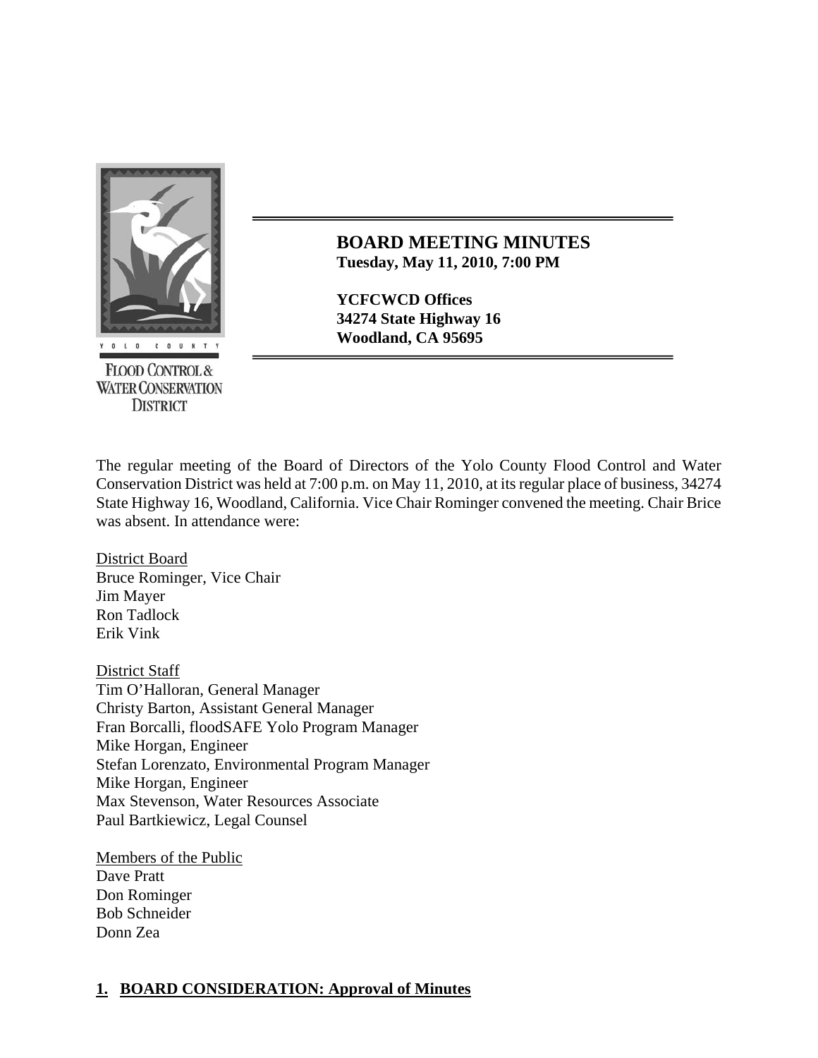# BOARD MEETING MINUTES

**Tuesday, May 11, 2010, 7:00 PM**

**YCFCWCD Offices**
**34274 State Highway 16**
**Woodland, CA 95695**

YOLO COUNTY
FLOOD CONTROL & WATER CONSERVATION DISTRICT

The regular meeting of the Board of Directors of the Yolo County Flood Control and Water Conservation District was held at 7:00 p.m. on May 11, 2010, at its regular place of business, 34274 State Highway 16, Woodland, California. Vice Chair Rominger convened the meeting. Chair Brice was absent. In attendance were:

District Board
Bruce Rominger, Vice Chair
Jim Mayer
Ron Tadlock
Erik Vink

District Staff
Tim O'Halloran, General Manager
Christy Barton, Assistant General Manager
Fran Borcalli, floodSAFE Yolo Program Manager
Mike Horgan, Engineer
Stefan Lorenzato, Environmental Program Manager
Mike Horgan, Engineer
Max Stevenson, Water Resources Associate
Paul Bartkiewicz, Legal Counsel

Members of the Public
Dave Pratt
Don Rominger
Bob Schneider
Donn Zea

## 1. BOARD CONSIDERATION: Approval of Minutes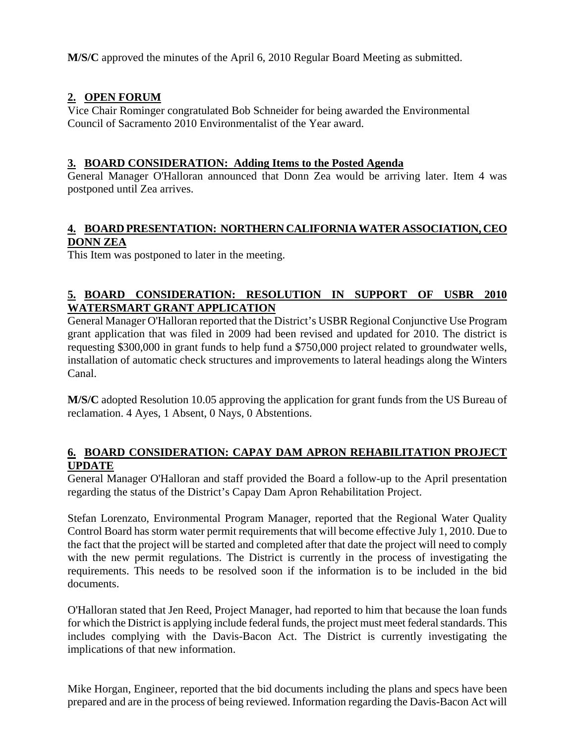**M/S/C** approved the minutes of the April 6, 2010 Regular Board Meeting as submitted.

## 2. OPEN FORUM

Vice Chair Rominger congratulated Bob Schneider for being awarded the Environmental Council of Sacramento 2010 Environmentalist of the Year award.

## 3. BOARD CONSIDERATION: Adding Items to the Posted Agenda

General Manager O'Halloran announced that Donn Zea would be arriving later. Item 4 was postponed until Zea arrives.

## 4. BOARD PRESENTATION: NORTHERN CALIFORNIA WATER ASSOCIATION, CEO DONN ZEA

This Item was postponed to later in the meeting.

## 5. BOARD CONSIDERATION: RESOLUTION IN SUPPORT OF USBR 2010 WATERSMART GRANT APPLICATION

General Manager O'Halloran reported that the District's USBR Regional Conjunctive Use Program grant application that was filed in 2009 had been revised and updated for 2010. The district is requesting $300,000 in grant funds to help fund a $750,000 project related to groundwater wells, installation of automatic check structures and improvements to lateral headings along the Winters Canal.

**M/S/C** adopted Resolution 10.05 approving the application for grant funds from the US Bureau of reclamation. 4 Ayes, 1 Absent, 0 Nays, 0 Abstentions.

## 6. BOARD CONSIDERATION: CAPAY DAM APRON REHABILITATION PROJECT UPDATE

General Manager O'Halloran and staff provided the Board a follow-up to the April presentation regarding the status of the District's Capay Dam Apron Rehabilitation Project.

Stefan Lorenzato, Environmental Program Manager, reported that the Regional Water Quality Control Board has storm water permit requirements that will become effective July 1, 2010. Due to the fact that the project will be started and completed after that date the project will need to comply with the new permit regulations. The District is currently in the process of investigating the requirements. This needs to be resolved soon if the information is to be included in the bid documents.

O'Halloran stated that Jen Reed, Project Manager, had reported to him that because the loan funds for which the District is applying include federal funds, the project must meet federal standards. This includes complying with the Davis-Bacon Act. The District is currently investigating the implications of that new information.

Mike Horgan, Engineer, reported that the bid documents including the plans and specs have been prepared and are in the process of being reviewed. Information regarding the Davis-Bacon Act will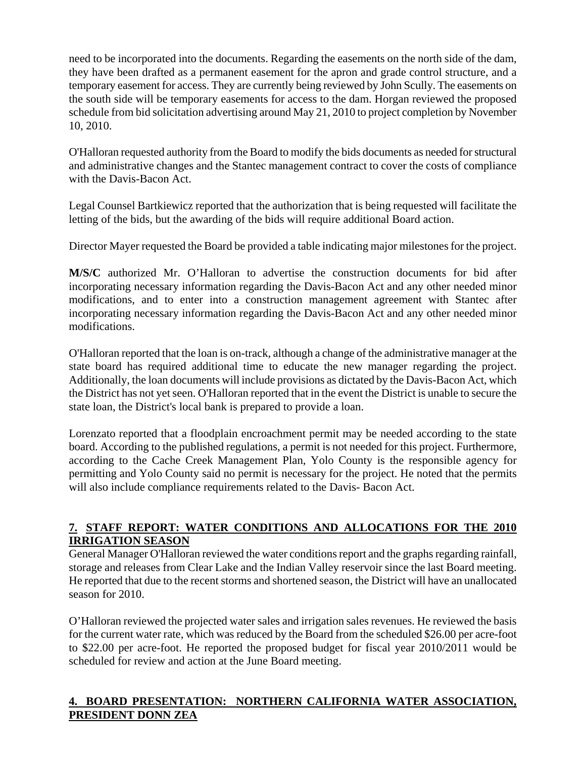need to be incorporated into the documents. Regarding the easements on the north side of the dam, they have been drafted as a permanent easement for the apron and grade control structure, and a temporary easement for access. They are currently being reviewed by John Scully. The easements on the south side will be temporary easements for access to the dam. Horgan reviewed the proposed schedule from bid solicitation advertising around May 21, 2010 to project completion by November 10, 2010.

O'Halloran requested authority from the Board to modify the bids documents as needed for structural and administrative changes and the Stantec management contract to cover the costs of compliance with the Davis-Bacon Act.

Legal Counsel Bartkiewicz reported that the authorization that is being requested will facilitate the letting of the bids, but the awarding of the bids will require additional Board action.

Director Mayer requested the Board be provided a table indicating major milestones for the project.

**M/S/C** authorized Mr. O'Halloran to advertise the construction documents for bid after incorporating necessary information regarding the Davis-Bacon Act and any other needed minor modifications, and to enter into a construction management agreement with Stantec after incorporating necessary information regarding the Davis-Bacon Act and any other needed minor modifications.

O'Halloran reported that the loan is on-track, although a change of the administrative manager at the state board has required additional time to educate the new manager regarding the project. Additionally, the loan documents will include provisions as dictated by the Davis-Bacon Act, which the District has not yet seen. O'Halloran reported that in the event the District is unable to secure the state loan, the District's local bank is prepared to provide a loan.

Lorenzato reported that a floodplain encroachment permit may be needed according to the state board. According to the published regulations, a permit is not needed for this project. Furthermore, according to the Cache Creek Management Plan, Yolo County is the responsible agency for permitting and Yolo County said no permit is necessary for the project. He noted that the permits will also include compliance requirements related to the Davis- Bacon Act.

## 7. STAFF REPORT: WATER CONDITIONS AND ALLOCATIONS FOR THE 2010 IRRIGATION SEASON

General Manager O'Halloran reviewed the water conditions report and the graphs regarding rainfall, storage and releases from Clear Lake and the Indian Valley reservoir since the last Board meeting. He reported that due to the recent storms and shortened season, the District will have an unallocated season for 2010.

O'Halloran reviewed the projected water sales and irrigation sales revenues. He reviewed the basis for the current water rate, which was reduced by the Board from the scheduled $26.00 per acre-foot to $22.00 per acre-foot. He reported the proposed budget for fiscal year 2010/2011 would be scheduled for review and action at the June Board meeting.

## 4. BOARD PRESENTATION: NORTHERN CALIFORNIA WATER ASSOCIATION, PRESIDENT DONN ZEA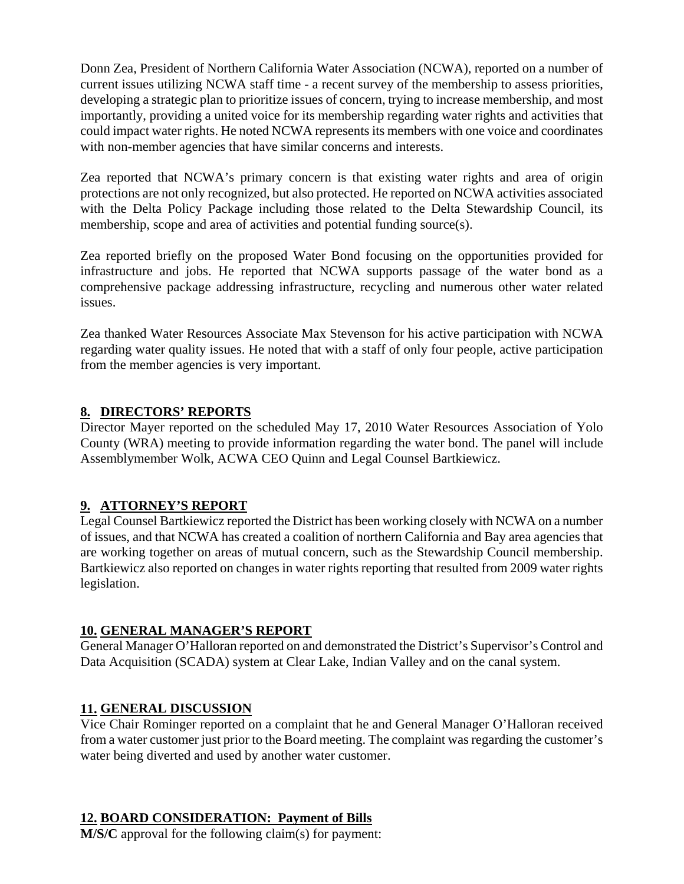Donn Zea, President of Northern California Water Association (NCWA), reported on a number of current issues utilizing NCWA staff time - a recent survey of the membership to assess priorities, developing a strategic plan to prioritize issues of concern, trying to increase membership, and most importantly, providing a united voice for its membership regarding water rights and activities that could impact water rights. He noted NCWA represents its members with one voice and coordinates with non-member agencies that have similar concerns and interests.

Zea reported that NCWA's primary concern is that existing water rights and area of origin protections are not only recognized, but also protected. He reported on NCWA activities associated with the Delta Policy Package including those related to the Delta Stewardship Council, its membership, scope and area of activities and potential funding source(s).

Zea reported briefly on the proposed Water Bond focusing on the opportunities provided for infrastructure and jobs. He reported that NCWA supports passage of the water bond as a comprehensive package addressing infrastructure, recycling and numerous other water related issues.

Zea thanked Water Resources Associate Max Stevenson for his active participation with NCWA regarding water quality issues. He noted that with a staff of only four people, active participation from the member agencies is very important.

## 8. DIRECTORS' REPORTS

Director Mayer reported on the scheduled May 17, 2010 Water Resources Association of Yolo County (WRA) meeting to provide information regarding the water bond. The panel will include Assemblymember Wolk, ACWA CEO Quinn and Legal Counsel Bartkiewicz.

## 9. ATTORNEY'S REPORT

Legal Counsel Bartkiewicz reported the District has been working closely with NCWA on a number of issues, and that NCWA has created a coalition of northern California and Bay area agencies that are working together on areas of mutual concern, such as the Stewardship Council membership. Bartkiewicz also reported on changes in water rights reporting that resulted from 2009 water rights legislation.

## 10. GENERAL MANAGER'S REPORT

General Manager O'Halloran reported on and demonstrated the District's Supervisor's Control and Data Acquisition (SCADA) system at Clear Lake, Indian Valley and on the canal system.

## 11. GENERAL DISCUSSION

Vice Chair Rominger reported on a complaint that he and General Manager O'Halloran received from a water customer just prior to the Board meeting. The complaint was regarding the customer's water being diverted and used by another water customer.

## 12. BOARD CONSIDERATION: Payment of Bills

**M/S/C** approval for the following claim(s) for payment: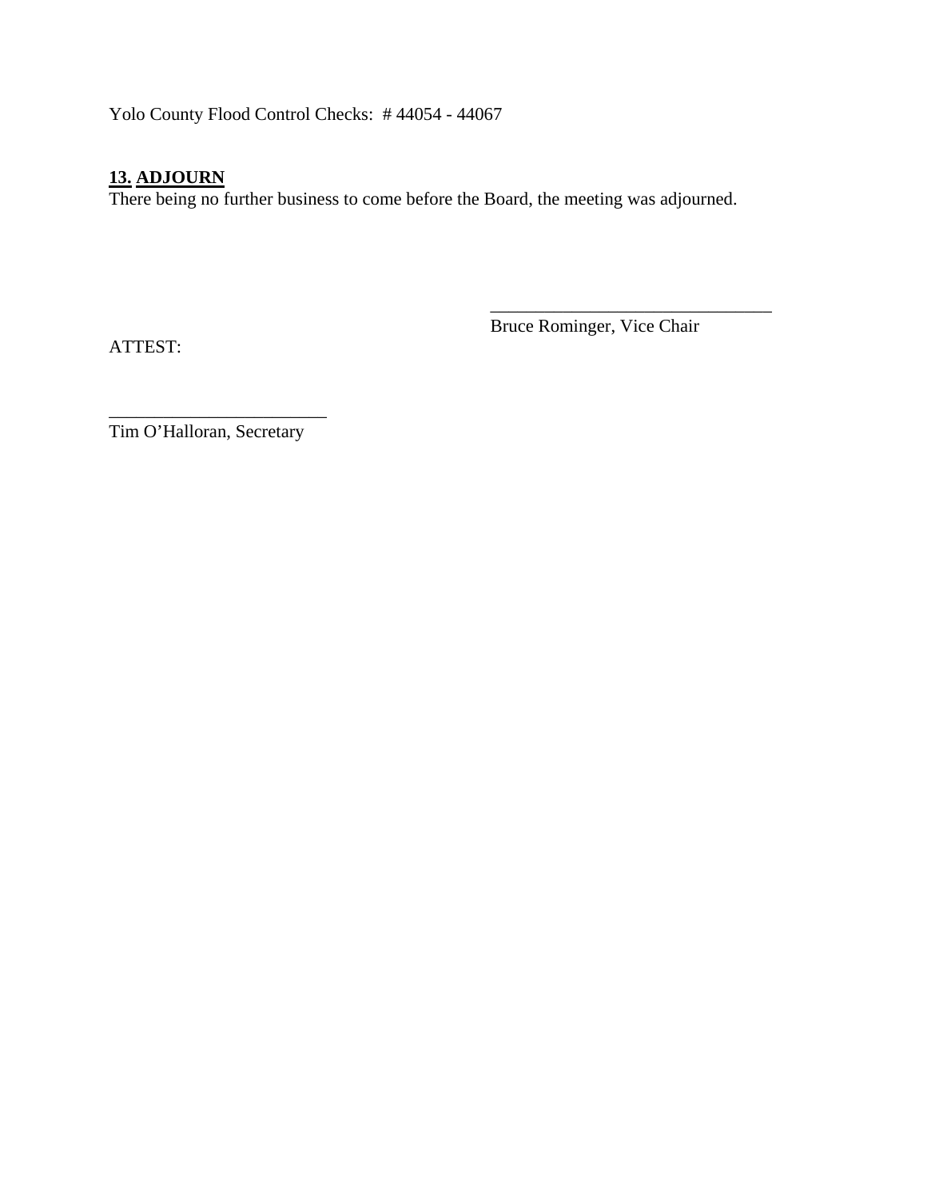Yolo County Flood Control Checks: # 44054 - 44067

**13. ADJOURN**

There being no further business to come before the Board, the meeting was adjourned.

\_\_\_\_\_\_\_\_\_\_\_\_\_\_\_\_\_\_\_\_\_\_\_\_\_\_\_\_\_\_\_\_

Bruce Rominger, Vice Chair

ATTEST:

\_\_\_\_\_\_\_\_\_\_\_\_\_\_\_\_\_\_\_\_\_\_\_\_\_

Tim O'Halloran, Secretary